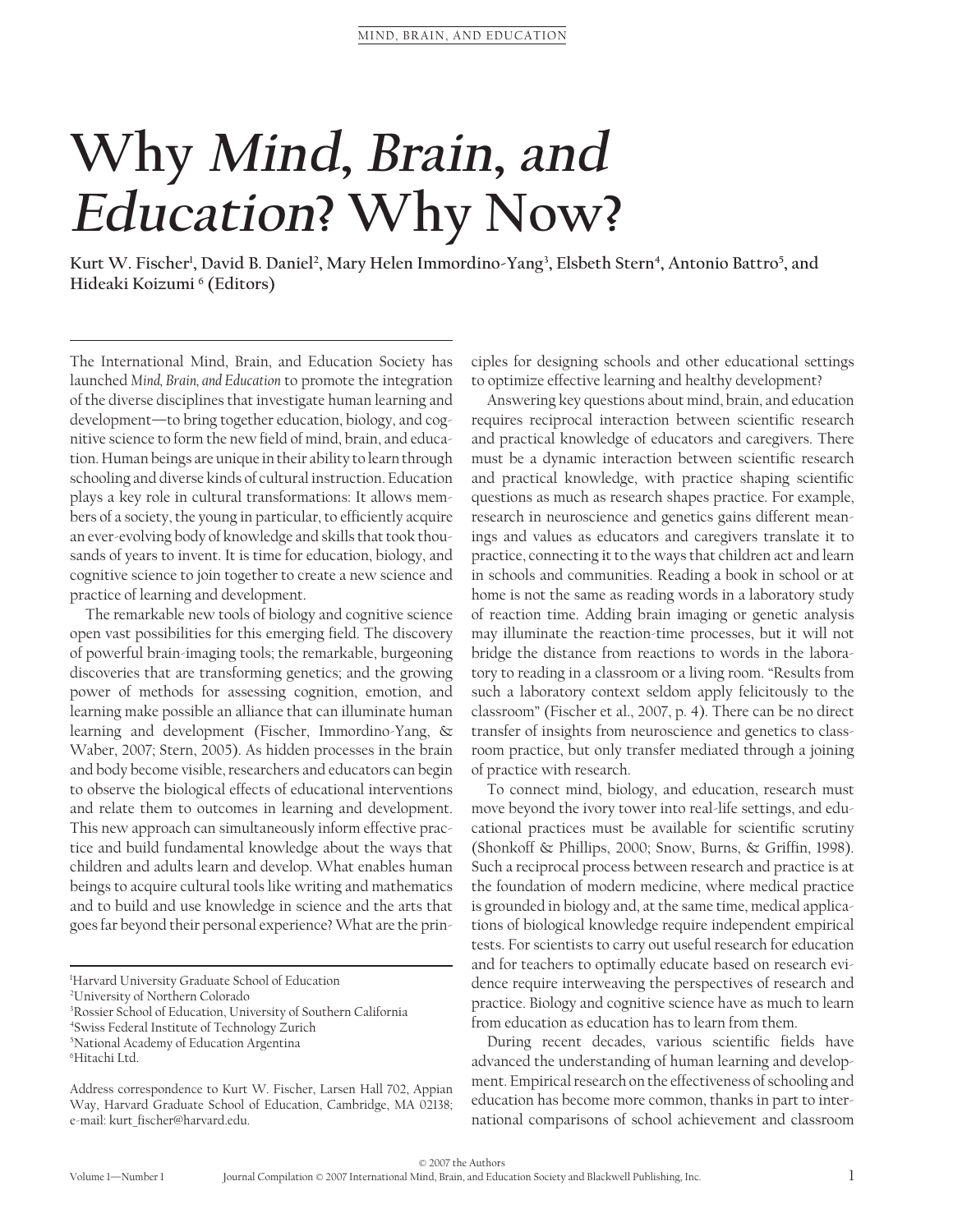# Why *Mind, Brain, and Education*? Why Now?

**Kurt W. Fischer[1], David B. Daniel[2], Mary Helen Immordino-Yang[3], Elsbeth Stern[4], Antonio Battro[5], and Hideaki Koizumi[6] (Editors)**

The International Mind, Brain, and Education Society has launched *Mind, Brain, and Education* to promote the integration of the diverse disciplines that investigate human learning and development—to bring together education, biology, and cognitive science to form the new field of mind, brain, and education. Human beings are unique in their ability to learn through schooling and diverse kinds of cultural instruction. Education plays a key role in cultural transformations: It allows members of a society, the young in particular, to efficiently acquire an ever-evolving body of knowledge and skills that took thousands of years to invent. It is time for education, biology, and cognitive science to join together to create a new science and practice of learning and development.

The remarkable new tools of biology and cognitive science open vast possibilities for this emerging field. The discovery of powerful brain-imaging tools; the remarkable, burgeoning discoveries that are transforming genetics; and the growing power of methods for assessing cognition, emotion, and learning make possible an alliance that can illuminate human learning and development (Fischer, Immordino-Yang, & Waber, 2007; Stern, 2005). As hidden processes in the brain and body become visible, researchers and educators can begin to observe the biological effects of educational interventions and relate them to outcomes in learning and development. This new approach can simultaneously inform effective practice and build fundamental knowledge about the ways that children and adults learn and develop. What enables human beings to acquire cultural tools like writing and mathematics and to build and use knowledge in science and the arts that goes far beyond their personal experience? What are the principles for designing schools and other educational settings to optimize effective learning and healthy development?

Answering key questions about mind, brain, and education requires reciprocal interaction between scientific research and practical knowledge of educators and caregivers. There must be a dynamic interaction between scientific research and practical knowledge, with practice shaping scientific questions as much as research shapes practice. For example, research in neuroscience and genetics gains different meanings and values as educators and caregivers translate it to practice, connecting it to the ways that children act and learn in schools and communities. Reading a book in school or at home is not the same as reading words in a laboratory study of reaction time. Adding brain imaging or genetic analysis may illuminate the reaction-time processes, but it will not bridge the distance from reactions to words in the laboratory to reading in a classroom or a living room. "Results from such a laboratory context seldom apply felicitously to the classroom" (Fischer et al., 2007, p. 4). There can be no direct transfer of insights from neuroscience and genetics to classroom practice, but only transfer mediated through a joining of practice with research.

To connect mind, biology, and education, research must move beyond the ivory tower into real-life settings, and educational practices must be available for scientific scrutiny (Shonkoff & Phillips, 2000; Snow, Burns, & Griffin, 1998). Such a reciprocal process between research and practice is at the foundation of modern medicine, where medical practice is grounded in biology and, at the same time, medical applications of biological knowledge require independent empirical tests. For scientists to carry out useful research for education and for teachers to optimally educate based on research evidence require interweaving the perspectives of research and practice. Biology and cognitive science have as much to learn from education as education has to learn from them.

During recent decades, various scientific fields have advanced the understanding of human learning and development. Empirical research on the effectiveness of schooling and education has become more common, thanks in part to international comparisons of school achievement and classroom

---

[1] Harvard University Graduate School of Education
[2] University of Northern Colorado
[3] Rossier School of Education, University of Southern California
[4] Swiss Federal Institute of Technology Zurich
[5] National Academy of Education Argentina
[6] Hitachi Ltd.

Address correspondence to Kurt W. Fischer, Larsen Hall 702, Appian Way, Harvard Graduate School of Education, Cambridge, MA 02138; e-mail: kurt_fischer@harvard.edu.

© 2007 the Authors
Journal Compilation © 2007 International Mind, Brain, and Education Society and Blackwell Publishing, Inc.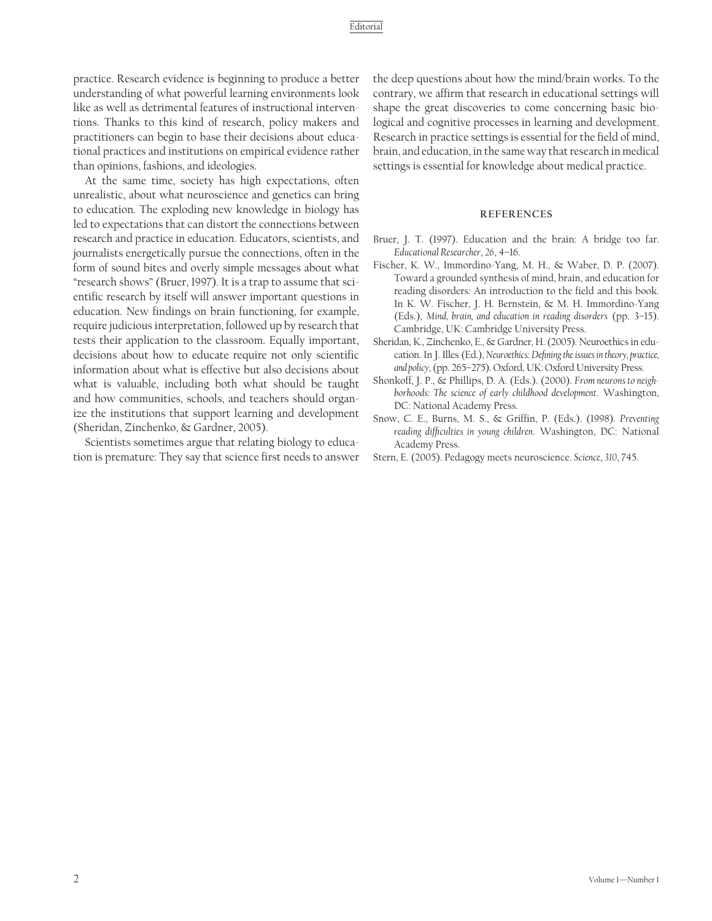practice. Research evidence is beginning to produce a better understanding of what powerful learning environments look like as well as detrimental features of instructional interventions. Thanks to this kind of research, policy makers and practitioners can begin to base their decisions about educational practices and institutions on empirical evidence rather than opinions, fashions, and ideologies.

At the same time, society has high expectations, often unrealistic, about what neuroscience and genetics can bring to education. The exploding new knowledge in biology has led to expectations that can distort the connections between research and practice in education. Educators, scientists, and journalists energetically pursue the connections, often in the form of sound bites and overly simple messages about what "research shows" (Bruer, 1997). It is a trap to assume that scientific research by itself will answer important questions in education. New findings on brain functioning, for example, require judicious interpretation, followed up by research that tests their application to the classroom. Equally important, decisions about how to educate require not only scientific information about what is effective but also decisions about what is valuable, including both what should be taught and how communities, schools, and teachers should organize the institutions that support learning and development (Sheridan, Zinchenko, & Gardner, 2005).

Scientists sometimes argue that relating biology to education is premature: They say that science first needs to answer the deep questions about how the mind/brain works. To the contrary, we affirm that research in educational settings will shape the great discoveries to come concerning basic biological and cognitive processes in learning and development. Research in practice settings is essential for the field of mind, brain, and education, in the same way that research in medical settings is essential for knowledge about medical practice.

## REFERENCES

Bruer, J. T. (1997). Education and the brain: A bridge too far. *Educational Researcher*, *26*, 4–16.

Fischer, K. W., Immordino-Yang, M. H., & Waber, D. P. (2007). Toward a grounded synthesis of mind, brain, and education for reading disorders: An introduction to the field and this book. In K. W. Fischer, J. H. Bernstein, & M. H. Immordino-Yang (Eds.), *Mind, brain, and education in reading disorders* (pp. 3–15). Cambridge, UK: Cambridge University Press.

Sheridan, K., Zinchenko, E., & Gardner, H. (2005). Neuroethics in education. In J. Illes (Ed.), *Neuroethics: Defining the issues in theory, practice, and policy*, (pp. 265–275). Oxford, UK: Oxford University Press.

Shonkoff, J. P., & Phillips, D. A. (Eds.). (2000). *From neurons to neighborhoods: The science of early childhood development*. Washington, DC: National Academy Press.

Snow, C. E., Burns, M. S., & Griffin, P. (Eds.). (1998). *Preventing reading difficulties in young children*. Washington, DC: National Academy Press.

Stern, E. (2005). Pedagogy meets neuroscience. *Science*, *310*, 745.